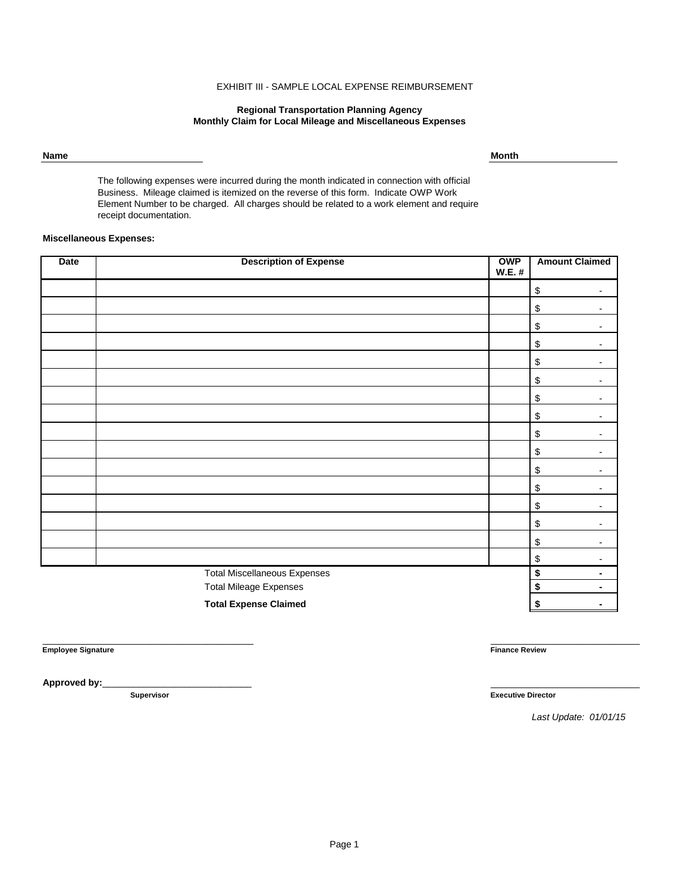EXHIBIT III - SAMPLE LOCAL EXPENSE REIMBURSEMENT

**Regional Transportation Planning Agency**
**Monthly Claim for Local Mileage and Miscellaneous Expenses**

**Name** ________________________ **Month** ________________

The following expenses were incurred during the month indicated in connection with official Business. Mileage claimed is itemized on the reverse of this form. Indicate OWP Work Element Number to be charged. All charges should be related to a work element and require receipt documentation.

**Miscellaneous Expenses:**

| Date | Description of Expense | OWP W.E. # | Amount Claimed |
|---|---|---|---|
| | | | $ - |
| | | | $ - |
| | | | $ - |
| | | | $ - |
| | | | $ - |
| | | | $ - |
| | | | $ - |
| | | | $ - |
| | | | $ - |
| | | | $ - |
| | | | $ - |
| | | | $ - |
| | | | $ - |
| | | | $ - |
| | | | $ - |
| | | | $ - |
| | Total Miscellaneous Expenses | | **$ -** |
| | Total Mileage Expenses | | **$ -** |
| | **Total Expense Claimed** | | **$ -** |

________________________________________
**Employee Signature**

________________________________
**Finance Review**

**Approved by:**________________________________
**Supervisor**

________________________________
**Executive Director**

*Last Update: 01/01/15*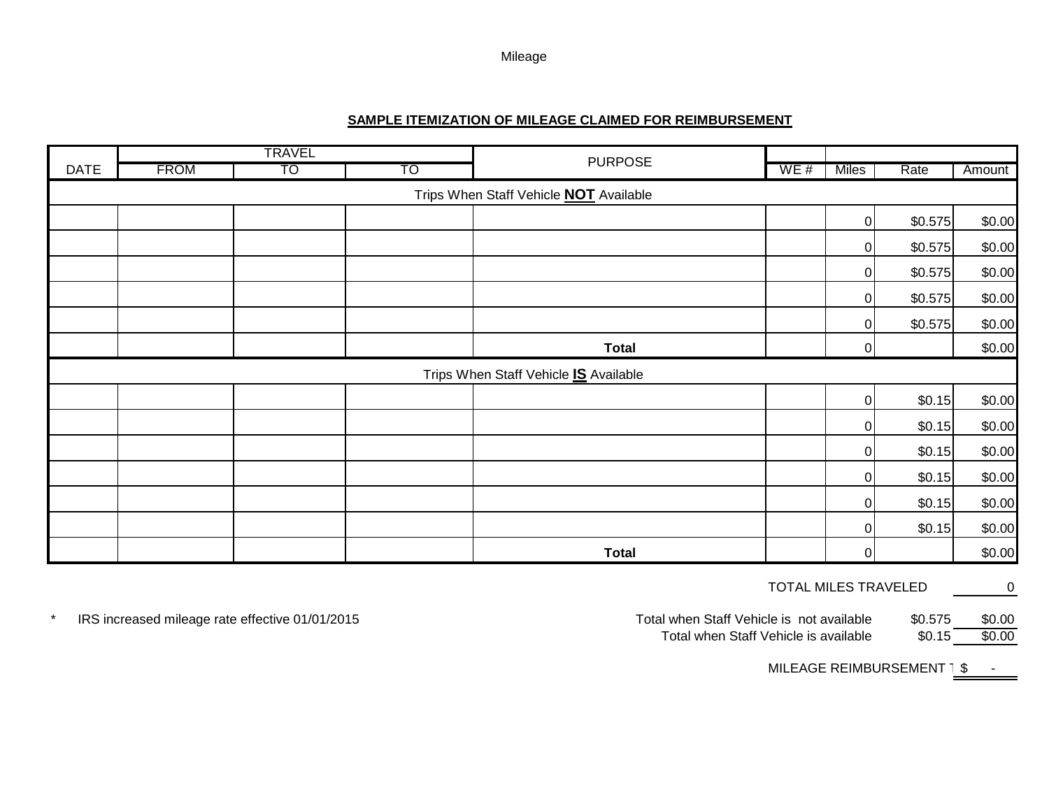Mileage

## SAMPLE ITEMIZATION OF MILEAGE CLAIMED FOR REIMBURSEMENT

| DATE | TRAVEL FROM | TO | TO | PURPOSE | WE # | Miles | Rate | Amount |
|---|---|---|---|---|---|---|---|---|
| Trips When Staff Vehicle **NOT** Available | | | | | | | | |
| | | | | | | 0 | $0.575 | $0.00 |
| | | | | | | 0 | $0.575 | $0.00 |
| | | | | | | 0 | $0.575 | $0.00 |
| | | | | | | 0 | $0.575 | $0.00 |
| | | | | | | 0 | $0.575 | $0.00 |
| | | | | **Total** | | 0 | | $0.00 |
| Trips When Staff Vehicle **IS** Available | | | | | | | | |
| | | | | | | 0 | $0.15 | $0.00 |
| | | | | | | 0 | $0.15 | $0.00 |
| | | | | | | 0 | $0.15 | $0.00 |
| | | | | | | 0 | $0.15 | $0.00 |
| | | | | | | 0 | $0.15 | $0.00 |
| | | | | | | 0 | $0.15 | $0.00 |
| | | | | **Total** | | 0 | | $0.00 |

TOTAL MILES TRAVELED 0

* IRS increased mileage rate effective 01/01/2015

| | | |
|---|---|---|
| Total when Staff Vehicle is not available | $0.575 | $0.00 |
| Total when Staff Vehicle is available | $0.15 | $0.00 |

MILEAGE REIMBURSEMENT T $ -